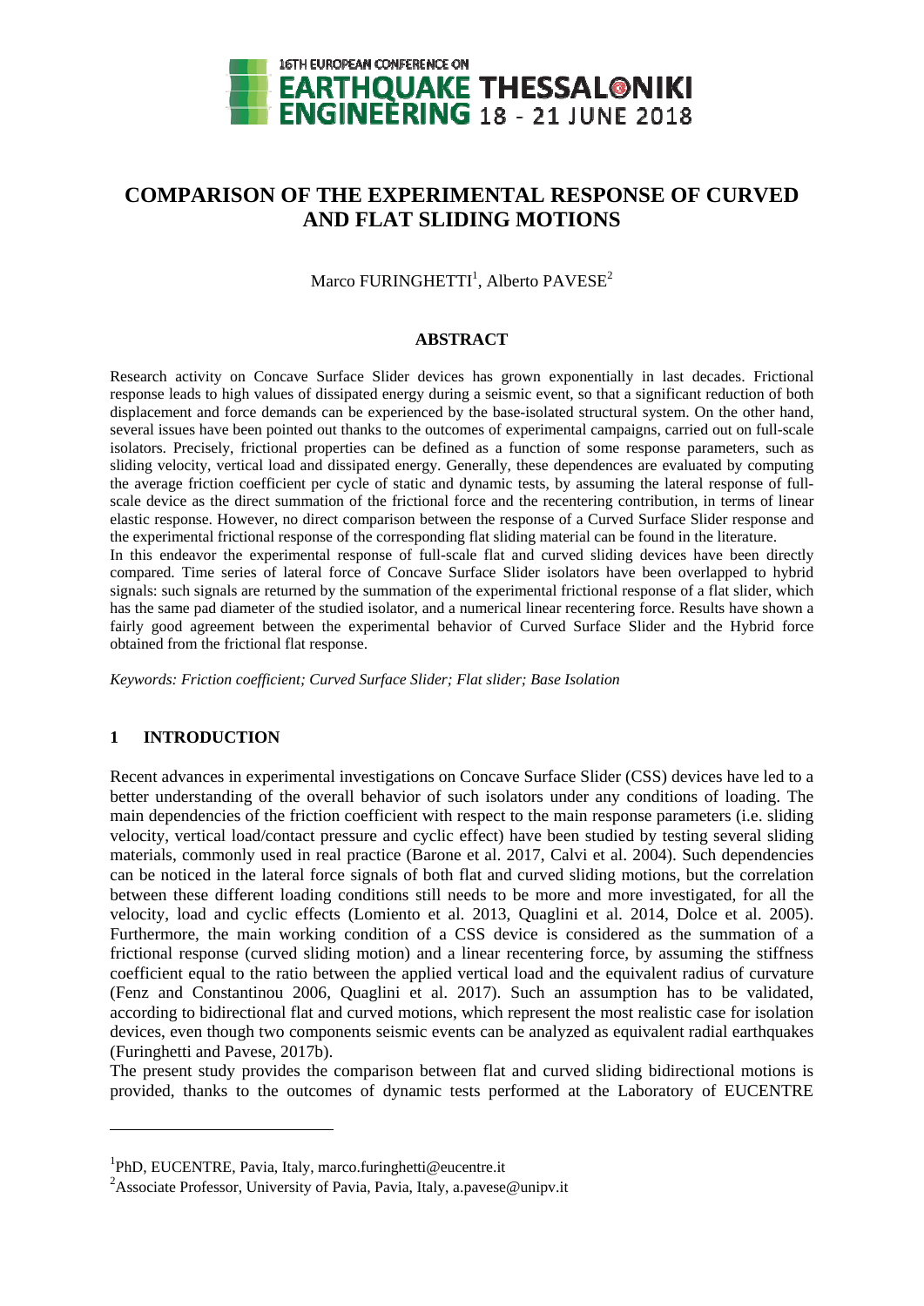# COMPARISON OF THE EXPERIMENTAL RESPONSE OF CURVED AND FLAT SLIDING MOTIONS

Marco FURINGHETTI[1], Alberto PAVESE[2]

## ABSTRACT

Research activity on Concave Surface Slider devices has grown exponentially in last decades. Frictional response leads to high values of dissipated energy during a seismic event, so that a significant reduction of both displacement and force demands can be experienced by the base-isolated structural system. On the other hand, several issues have been pointed out thanks to the outcomes of experimental campaigns, carried out on full-scale isolators. Precisely, frictional properties can be defined as a function of some response parameters, such as sliding velocity, vertical load and dissipated energy. Generally, these dependences are evaluated by computing the average friction coefficient per cycle of static and dynamic tests, by assuming the lateral response of full-scale device as the direct summation of the frictional force and the recentering contribution, in terms of linear elastic response. However, no direct comparison between the response of a Curved Surface Slider response and the experimental frictional response of the corresponding flat sliding material can be found in the literature.

In this endeavor the experimental response of full-scale flat and curved sliding devices have been directly compared. Time series of lateral force of Concave Surface Slider isolators have been overlapped to hybrid signals: such signals are returned by the summation of the experimental frictional response of a flat slider, which has the same pad diameter of the studied isolator, and a numerical linear recentering force. Results have shown a fairly good agreement between the experimental behavior of Curved Surface Slider and the Hybrid force obtained from the frictional flat response.

*Keywords: Friction coefficient; Curved Surface Slider; Flat slider; Base Isolation*

## 1 INTRODUCTION

Recent advances in experimental investigations on Concave Surface Slider (CSS) devices have led to a better understanding of the overall behavior of such isolators under any conditions of loading. The main dependencies of the friction coefficient with respect to the main response parameters (i.e. sliding velocity, vertical load/contact pressure and cyclic effect) have been studied by testing several sliding materials, commonly used in real practice (Barone et al. 2017, Calvi et al. 2004). Such dependencies can be noticed in the lateral force signals of both flat and curved sliding motions, but the correlation between these different loading conditions still needs to be more and more investigated, for all the velocity, load and cyclic effects (Lomiento et al. 2013, Quaglini et al. 2014, Dolce et al. 2005). Furthermore, the main working condition of a CSS device is considered as the summation of a frictional response (curved sliding motion) and a linear recentering force, by assuming the stiffness coefficient equal to the ratio between the applied vertical load and the equivalent radius of curvature (Fenz and Constantinou 2006, Quaglini et al. 2017). Such an assumption has to be validated, according to bidirectional flat and curved motions, which represent the most realistic case for isolation devices, even though two components seismic events can be analyzed as equivalent radial earthquakes (Furinghetti and Pavese, 2017b).

The present study provides the comparison between flat and curved sliding bidirectional motions is provided, thanks to the outcomes of dynamic tests performed at the Laboratory of EUCENTRE

---

[1]PhD, EUCENTRE, Pavia, Italy, marco.furinghetti@eucentre.it

[2]Associate Professor, University of Pavia, Pavia, Italy, a.pavese@unipv.it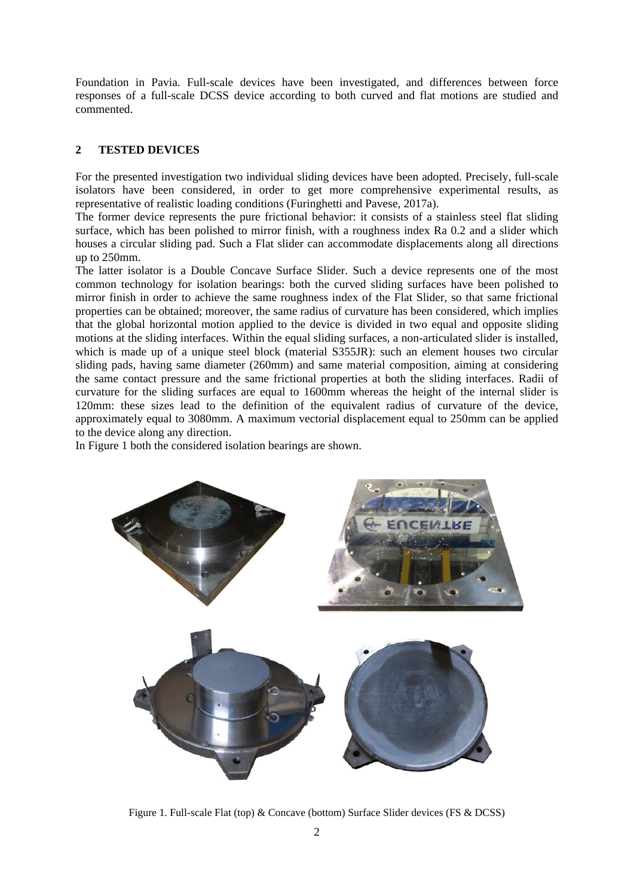Foundation in Pavia. Full-scale devices have been investigated, and differences between force responses of a full-scale DCSS device according to both curved and flat motions are studied and commented.

## 2 TESTED DEVICES

For the presented investigation two individual sliding devices have been adopted. Precisely, full-scale isolators have been considered, in order to get more comprehensive experimental results, as representative of realistic loading conditions (Furinghetti and Pavese, 2017a).

The former device represents the pure frictional behavior: it consists of a stainless steel flat sliding surface, which has been polished to mirror finish, with a roughness index Ra 0.2 and a slider which houses a circular sliding pad. Such a Flat slider can accommodate displacements along all directions up to 250mm.

The latter isolator is a Double Concave Surface Slider. Such a device represents one of the most common technology for isolation bearings: both the curved sliding surfaces have been polished to mirror finish in order to achieve the same roughness index of the Flat Slider, so that same frictional properties can be obtained; moreover, the same radius of curvature has been considered, which implies that the global horizontal motion applied to the device is divided in two equal and opposite sliding motions at the sliding interfaces. Within the equal sliding surfaces, a non-articulated slider is installed, which is made up of a unique steel block (material S355JR): such an element houses two circular sliding pads, having same diameter (260mm) and same material composition, aiming at considering the same contact pressure and the same frictional properties at both the sliding interfaces. Radii of curvature for the sliding surfaces are equal to 1600mm whereas the height of the internal slider is 120mm: these sizes lead to the definition of the equivalent radius of curvature of the device, approximately equal to 3080mm. A maximum vectorial displacement equal to 250mm can be applied to the device along any direction.

In Figure 1 both the considered isolation bearings are shown.

Figure 1. Full-scale Flat (top) & Concave (bottom) Surface Slider devices (FS & DCSS)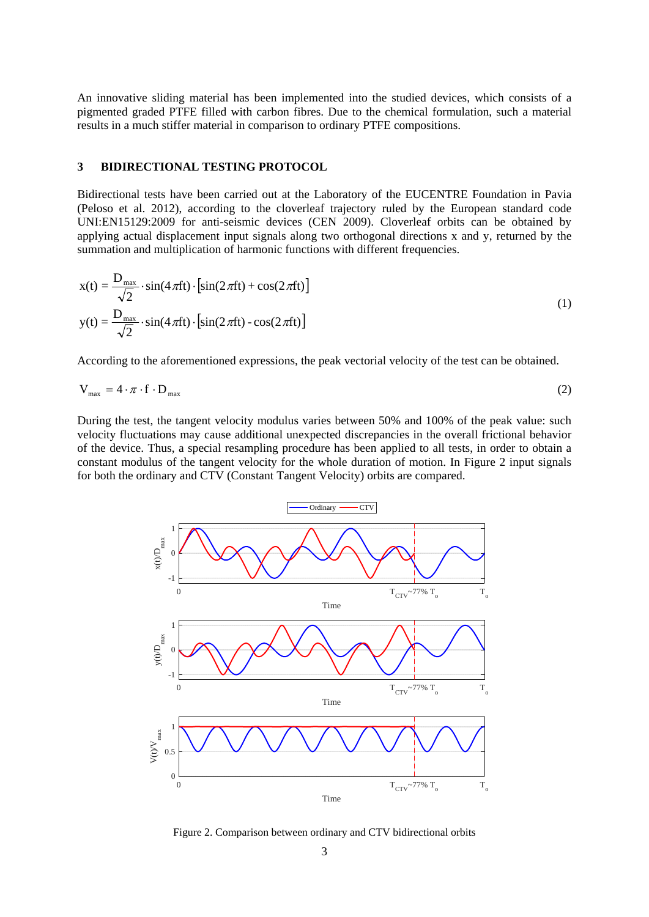An innovative sliding material has been implemented into the studied devices, which consists of a pigmented graded PTFE filled with carbon fibres. Due to the chemical formulation, such a material results in a much stiffer material in comparison to ordinary PTFE compositions.

## 3 BIDIRECTIONAL TESTING PROTOCOL

Bidirectional tests have been carried out at the Laboratory of the EUCENTRE Foundation in Pavia (Peloso et al. 2012), according to the cloverleaf trajectory ruled by the European standard code UNI:EN15129:2009 for anti-seismic devices (CEN 2009). Cloverleaf orbits can be obtained by applying actual displacement input signals along two orthogonal directions x and y, returned by the summation and multiplication of harmonic functions with different frequencies.

$$
\begin{aligned}
x(t) &= \frac{D_{max}}{\sqrt{2}} \cdot \sin(4\pi ft) \cdot \left[\sin(2\pi ft) + \cos(2\pi ft)\right] \\
y(t) &= \frac{D_{max}}{\sqrt{2}} \cdot \sin(4\pi ft) \cdot \left[\sin(2\pi ft) - \cos(2\pi ft)\right]
\end{aligned}
\tag{1}
$$

According to the aforementioned expressions, the peak vectorial velocity of the test can be obtained.

$$
V_{max} = 4 \cdot \pi \cdot f \cdot D_{max} \tag{2}
$$

During the test, the tangent velocity modulus varies between 50% and 100% of the peak value: such velocity fluctuations may cause additional unexpected discrepancies in the overall frictional behavior of the device. Thus, a special resampling procedure has been applied to all tests, in order to obtain a constant modulus of the tangent velocity for the whole duration of motion. In Figure 2 input signals for both the ordinary and CTV (Constant Tangent Velocity) orbits are compared.

Figure 2. Comparison between ordinary and CTV bidirectional orbits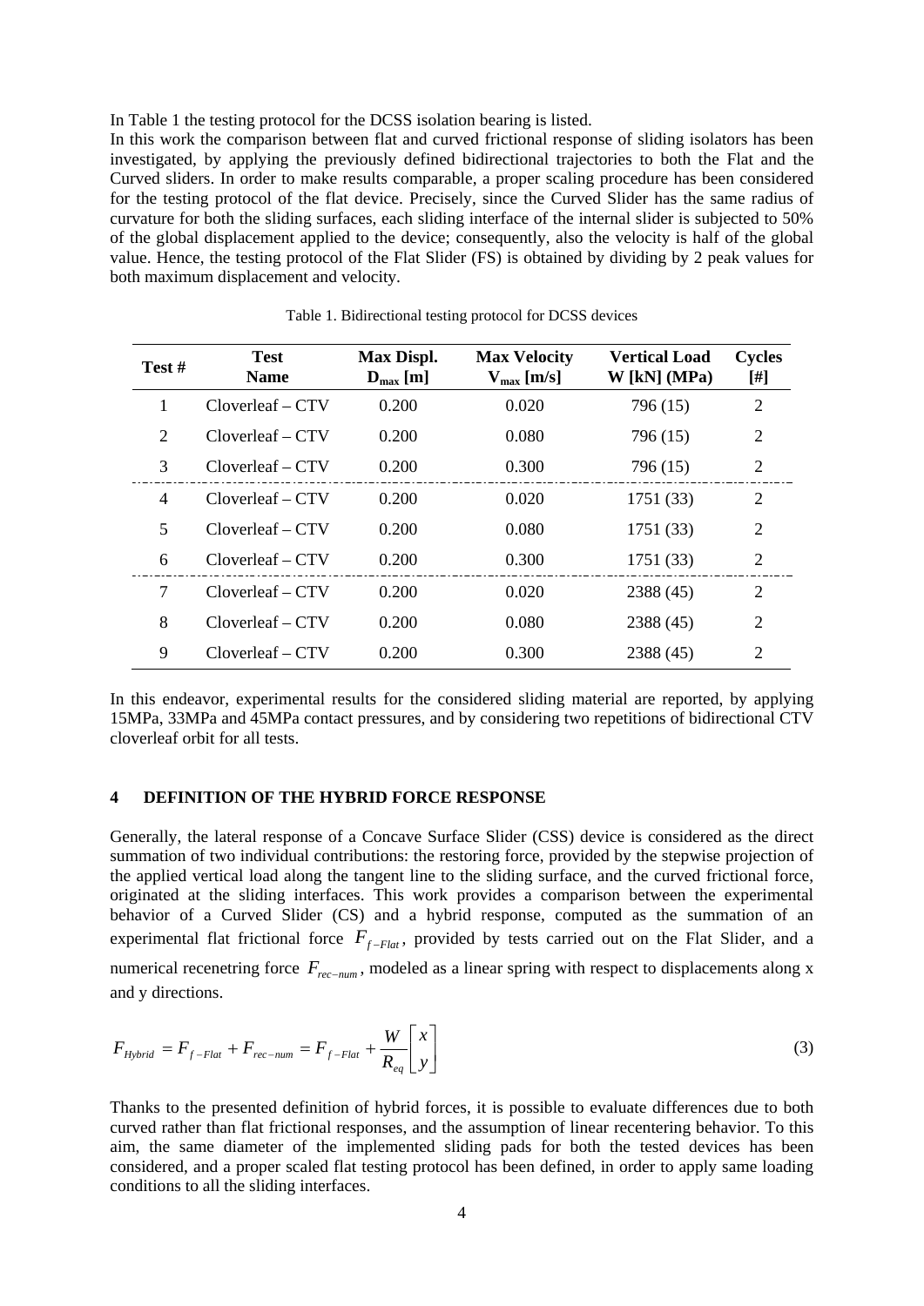In Table 1 the testing protocol for the DCSS isolation bearing is listed.

In this work the comparison between flat and curved frictional response of sliding isolators has been investigated, by applying the previously defined bidirectional trajectories to both the Flat and the Curved sliders. In order to make results comparable, a proper scaling procedure has been considered for the testing protocol of the flat device. Precisely, since the Curved Slider has the same radius of curvature for both the sliding surfaces, each sliding interface of the internal slider is subjected to 50% of the global displacement applied to the device; consequently, also the velocity is half of the global value. Hence, the testing protocol of the Flat Slider (FS) is obtained by dividing by 2 peak values for both maximum displacement and velocity.

Table 1. Bidirectional testing protocol for DCSS devices

| Test # | Test Name | Max Displ. $D_{max}$ [m] | Max Velocity $V_{max}$ [m/s] | Vertical Load W [kN] (MPa) | Cycles [#] |
|---|---|---|---|---|---|
| 1 | Cloverleaf – CTV | 0.200 | 0.020 | 796 (15) | 2 |
| 2 | Cloverleaf – CTV | 0.200 | 0.080 | 796 (15) | 2 |
| 3 | Cloverleaf – CTV | 0.200 | 0.300 | 796 (15) | 2 |
| 4 | Cloverleaf – CTV | 0.200 | 0.020 | 1751 (33) | 2 |
| 5 | Cloverleaf – CTV | 0.200 | 0.080 | 1751 (33) | 2 |
| 6 | Cloverleaf – CTV | 0.200 | 0.300 | 1751 (33) | 2 |
| 7 | Cloverleaf – CTV | 0.200 | 0.020 | 2388 (45) | 2 |
| 8 | Cloverleaf – CTV | 0.200 | 0.080 | 2388 (45) | 2 |
| 9 | Cloverleaf – CTV | 0.200 | 0.300 | 2388 (45) | 2 |

In this endeavor, experimental results for the considered sliding material are reported, by applying 15MPa, 33MPa and 45MPa contact pressures, and by considering two repetitions of bidirectional CTV cloverleaf orbit for all tests.

## 4 DEFINITION OF THE HYBRID FORCE RESPONSE

Generally, the lateral response of a Concave Surface Slider (CSS) device is considered as the direct summation of two individual contributions: the restoring force, provided by the stepwise projection of the applied vertical load along the tangent line to the sliding surface, and the curved frictional force, originated at the sliding interfaces. This work provides a comparison between the experimental behavior of a Curved Slider (CS) and a hybrid response, computed as the summation of an experimental flat frictional force $F_{f-Flat}$, provided by tests carried out on the Flat Slider, and a numerical recenetring force $F_{rec-num}$, modeled as a linear spring with respect to displacements along x and y directions.

$$F_{Hybrid} = F_{f-Flat} + F_{rec-num} = F_{f-Flat} + \frac{W}{R_{eq}} \begin{bmatrix} x \\ y \end{bmatrix} \tag{3}$$

Thanks to the presented definition of hybrid forces, it is possible to evaluate differences due to both curved rather than flat frictional responses, and the assumption of linear recentering behavior. To this aim, the same diameter of the implemented sliding pads for both the tested devices has been considered, and a proper scaled flat testing protocol has been defined, in order to apply same loading conditions to all the sliding interfaces.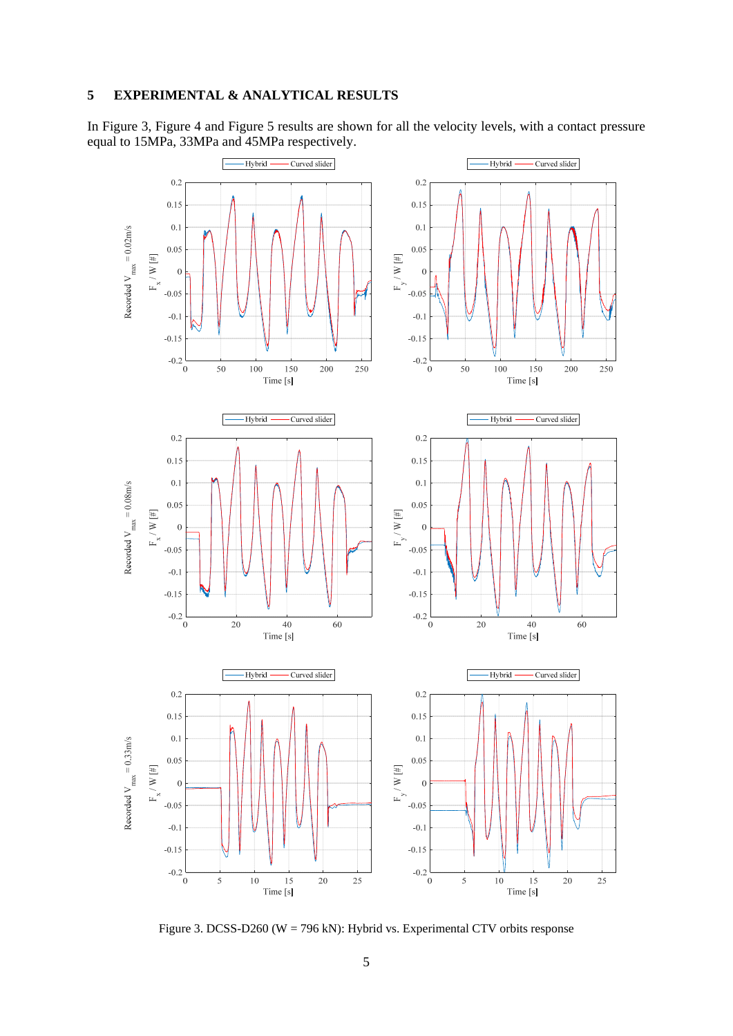## 5 EXPERIMENTAL & ANALYTICAL RESULTS

In Figure 3, Figure 4 and Figure 5 results are shown for all the velocity levels, with a contact pressure equal to 15MPa, 33MPa and 45MPa respectively.

Figure 3. DCSS-D260 (W = 796 kN): Hybrid vs. Experimental CTV orbits response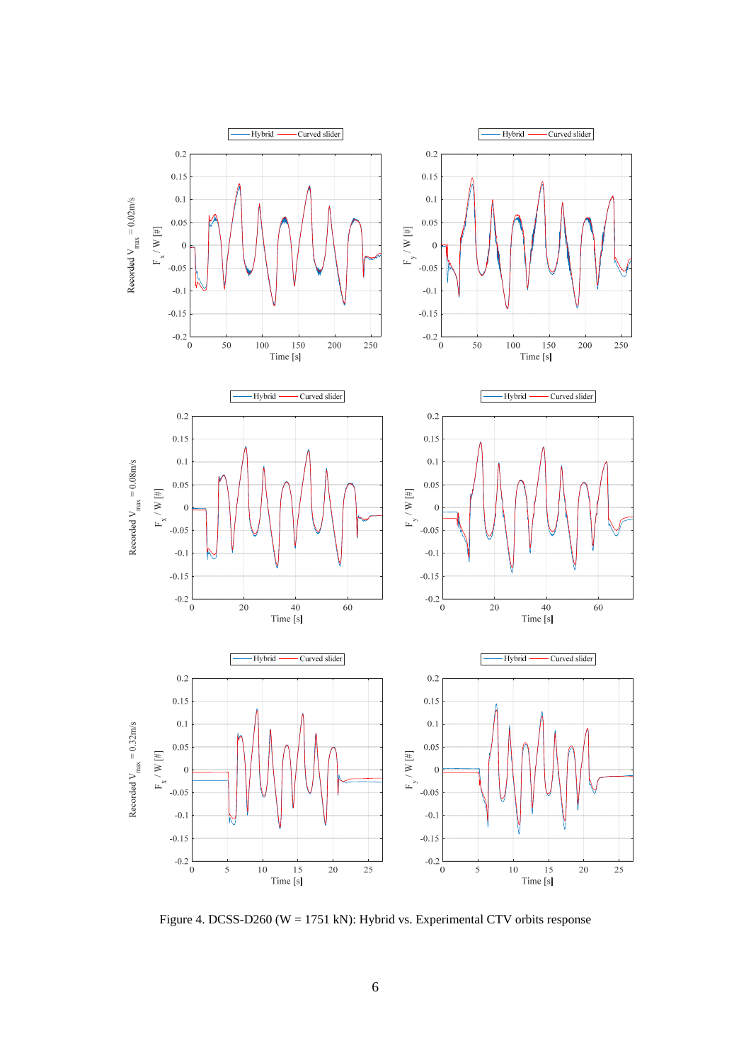Figure 4. DCSS-D260 (W = 1751 kN): Hybrid vs. Experimental CTV orbits response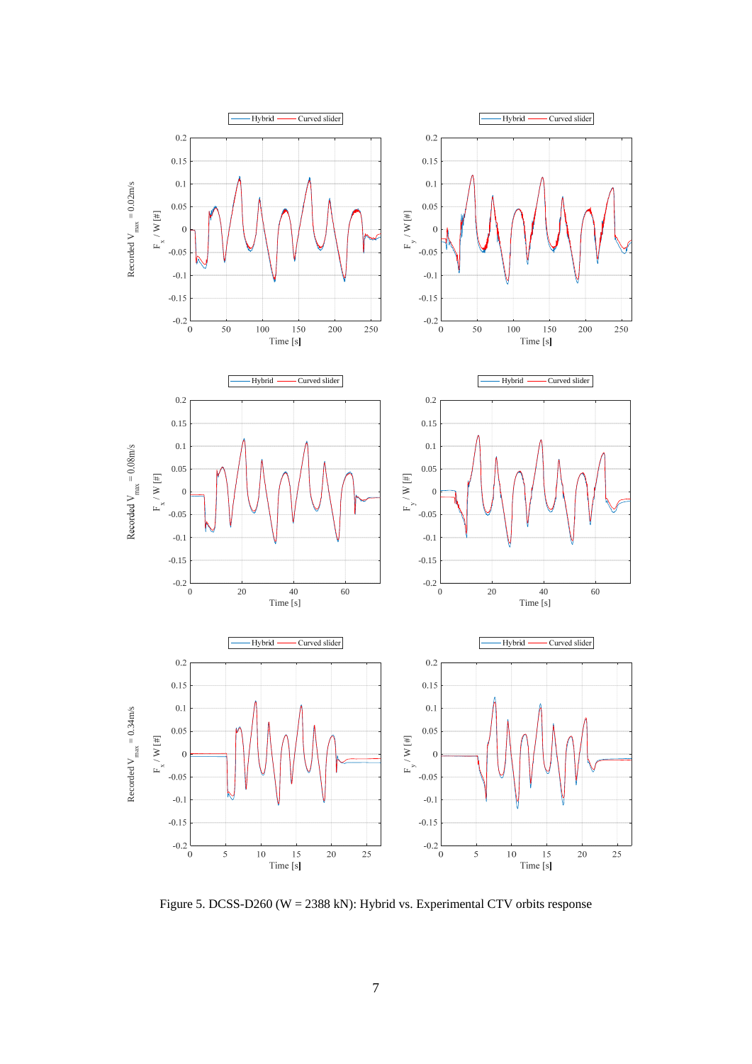Figure 5. DCSS-D260 (W = 2388 kN): Hybrid vs. Experimental CTV orbits response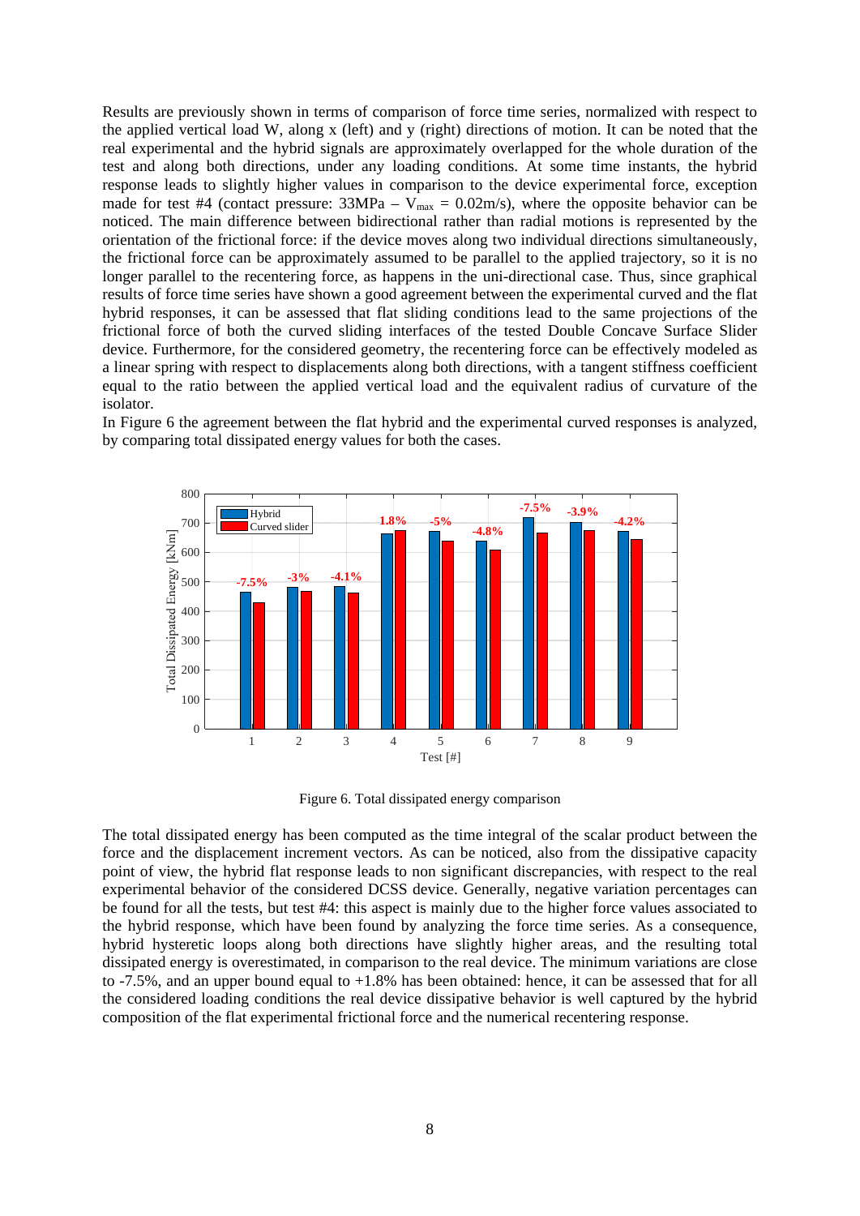Results are previously shown in terms of comparison of force time series, normalized with respect to the applied vertical load W, along x (left) and y (right) directions of motion. It can be noted that the real experimental and the hybrid signals are approximately overlapped for the whole duration of the test and along both directions, under any loading conditions. At some time instants, the hybrid response leads to slightly higher values in comparison to the device experimental force, exception made for test #4 (contact pressure: 33MPa – $V_{max}$ = 0.02m/s), where the opposite behavior can be noticed. The main difference between bidirectional rather than radial motions is represented by the orientation of the frictional force: if the device moves along two individual directions simultaneously, the frictional force can be approximately assumed to be parallel to the applied trajectory, so it is no longer parallel to the recentering force, as happens in the uni-directional case. Thus, since graphical results of force time series have shown a good agreement between the experimental curved and the flat hybrid responses, it can be assessed that flat sliding conditions lead to the same projections of the frictional force of both the curved sliding interfaces of the tested Double Concave Surface Slider device. Furthermore, for the considered geometry, the recentering force can be effectively modeled as a linear spring with respect to displacements along both directions, with a tangent stiffness coefficient equal to the ratio between the applied vertical load and the equivalent radius of curvature of the isolator.

In Figure 6 the agreement between the flat hybrid and the experimental curved responses is analyzed, by comparing total dissipated energy values for both the cases.

Figure 6. Total dissipated energy comparison

The total dissipated energy has been computed as the time integral of the scalar product between the force and the displacement increment vectors. As can be noticed, also from the dissipative capacity point of view, the hybrid flat response leads to non significant discrepancies, with respect to the real experimental behavior of the considered DCSS device. Generally, negative variation percentages can be found for all the tests, but test #4: this aspect is mainly due to the higher force values associated to the hybrid response, which have been found by analyzing the force time series. As a consequence, hybrid hysteretic loops along both directions have slightly higher areas, and the resulting total dissipated energy is overestimated, in comparison to the real device. The minimum variations are close to -7.5%, and an upper bound equal to +1.8% has been obtained: hence, it can be assessed that for all the considered loading conditions the real device dissipative behavior is well captured by the hybrid composition of the flat experimental frictional force and the numerical recentering response.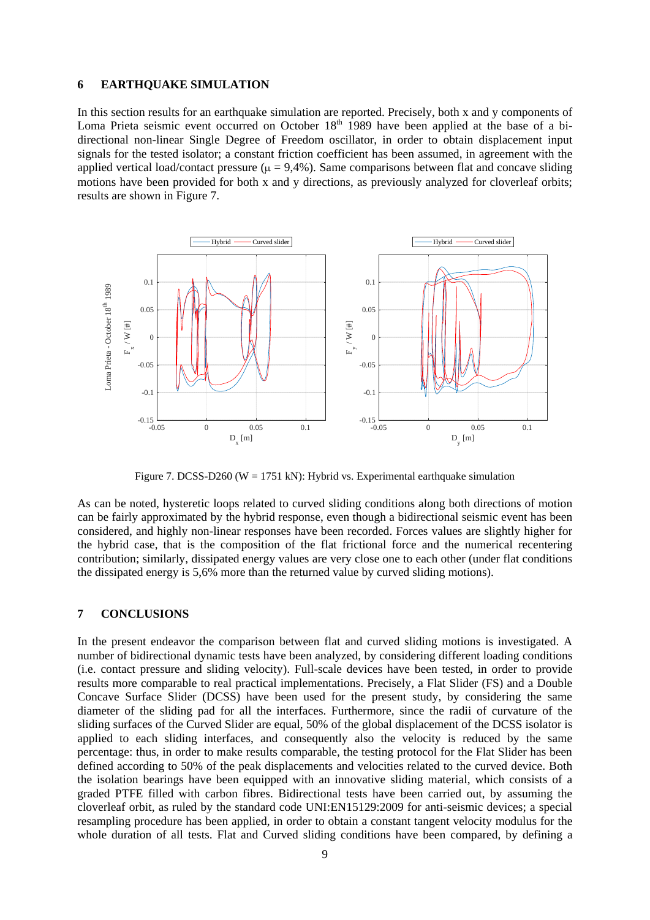## 6 EARTHQUAKE SIMULATION

In this section results for an earthquake simulation are reported. Precisely, both x and y components of Loma Prieta seismic event occurred on October 18th 1989 have been applied at the base of a bi-directional non-linear Single Degree of Freedom oscillator, in order to obtain displacement input signals for the tested isolator; a constant friction coefficient has been assumed, in agreement with the applied vertical load/contact pressure ($\mu$ = 9,4%). Same comparisons between flat and concave sliding motions have been provided for both x and y directions, as previously analyzed for cloverleaf orbits; results are shown in Figure 7.

Figure 7. DCSS-D260 (W = 1751 kN): Hybrid vs. Experimental earthquake simulation

As can be noted, hysteretic loops related to curved sliding conditions along both directions of motion can be fairly approximated by the hybrid response, even though a bidirectional seismic event has been considered, and highly non-linear responses have been recorded. Forces values are slightly higher for the hybrid case, that is the composition of the flat frictional force and the numerical recentering contribution; similarly, dissipated energy values are very close one to each other (under flat conditions the dissipated energy is 5,6% more than the returned value by curved sliding motions).

## 7 CONCLUSIONS

In the present endeavor the comparison between flat and curved sliding motions is investigated. A number of bidirectional dynamic tests have been analyzed, by considering different loading conditions (i.e. contact pressure and sliding velocity). Full-scale devices have been tested, in order to provide results more comparable to real practical implementations. Precisely, a Flat Slider (FS) and a Double Concave Surface Slider (DCSS) have been used for the present study, by considering the same diameter of the sliding pad for all the interfaces. Furthermore, since the radii of curvature of the sliding surfaces of the Curved Slider are equal, 50% of the global displacement of the DCSS isolator is applied to each sliding interfaces, and consequently also the velocity is reduced by the same percentage: thus, in order to make results comparable, the testing protocol for the Flat Slider has been defined according to 50% of the peak displacements and velocities related to the curved device. Both the isolation bearings have been equipped with an innovative sliding material, which consists of a graded PTFE filled with carbon fibres. Bidirectional tests have been carried out, by assuming the cloverleaf orbit, as ruled by the standard code UNI:EN15129:2009 for anti-seismic devices; a special resampling procedure has been applied, in order to obtain a constant tangent velocity modulus for the whole duration of all tests. Flat and Curved sliding conditions have been compared, by defining a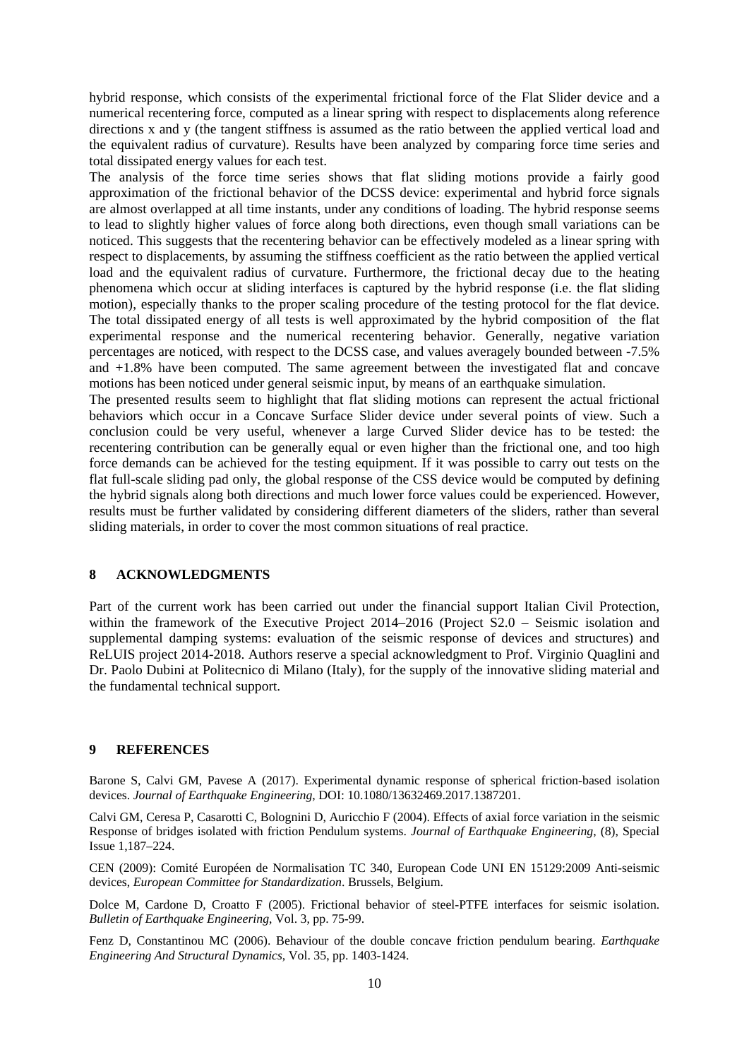hybrid response, which consists of the experimental frictional force of the Flat Slider device and a numerical recentering force, computed as a linear spring with respect to displacements along reference directions x and y (the tangent stiffness is assumed as the ratio between the applied vertical load and the equivalent radius of curvature). Results have been analyzed by comparing force time series and total dissipated energy values for each test.

The analysis of the force time series shows that flat sliding motions provide a fairly good approximation of the frictional behavior of the DCSS device: experimental and hybrid force signals are almost overlapped at all time instants, under any conditions of loading. The hybrid response seems to lead to slightly higher values of force along both directions, even though small variations can be noticed. This suggests that the recentering behavior can be effectively modeled as a linear spring with respect to displacements, by assuming the stiffness coefficient as the ratio between the applied vertical load and the equivalent radius of curvature. Furthermore, the frictional decay due to the heating phenomena which occur at sliding interfaces is captured by the hybrid response (i.e. the flat sliding motion), especially thanks to the proper scaling procedure of the testing protocol for the flat device. The total dissipated energy of all tests is well approximated by the hybrid composition of the flat experimental response and the numerical recentering behavior. Generally, negative variation percentages are noticed, with respect to the DCSS case, and values averagely bounded between -7.5% and +1.8% have been computed. The same agreement between the investigated flat and concave motions has been noticed under general seismic input, by means of an earthquake simulation.

The presented results seem to highlight that flat sliding motions can represent the actual frictional behaviors which occur in a Concave Surface Slider device under several points of view. Such a conclusion could be very useful, whenever a large Curved Slider device has to be tested: the recentering contribution can be generally equal or even higher than the frictional one, and too high force demands can be achieved for the testing equipment. If it was possible to carry out tests on the flat full-scale sliding pad only, the global response of the CSS device would be computed by defining the hybrid signals along both directions and much lower force values could be experienced. However, results must be further validated by considering different diameters of the sliders, rather than several sliding materials, in order to cover the most common situations of real practice.

## 8 ACKNOWLEDGMENTS

Part of the current work has been carried out under the financial support Italian Civil Protection, within the framework of the Executive Project 2014–2016 (Project S2.0 – Seismic isolation and supplemental damping systems: evaluation of the seismic response of devices and structures) and ReLUIS project 2014-2018. Authors reserve a special acknowledgment to Prof. Virginio Quaglini and Dr. Paolo Dubini at Politecnico di Milano (Italy), for the supply of the innovative sliding material and the fundamental technical support.

## 9 REFERENCES

Barone S, Calvi GM, Pavese A (2017). Experimental dynamic response of spherical friction-based isolation devices. *Journal of Earthquake Engineering*, DOI: 10.1080/13632469.2017.1387201.

Calvi GM, Ceresa P, Casarotti C, Bolognini D, Auricchio F (2004). Effects of axial force variation in the seismic Response of bridges isolated with friction Pendulum systems. *Journal of Earthquake Engineering*, (8), Special Issue 1,187–224.

CEN (2009): Comité Européen de Normalisation TC 340, European Code UNI EN 15129:2009 Anti-seismic devices, *European Committee for Standardization*. Brussels, Belgium.

Dolce M, Cardone D, Croatto F (2005). Frictional behavior of steel-PTFE interfaces for seismic isolation. *Bulletin of Earthquake Engineering*, Vol. 3, pp. 75-99.

Fenz D, Constantinou MC (2006). Behaviour of the double concave friction pendulum bearing. *Earthquake Engineering And Structural Dynamics*, Vol. 35, pp. 1403-1424.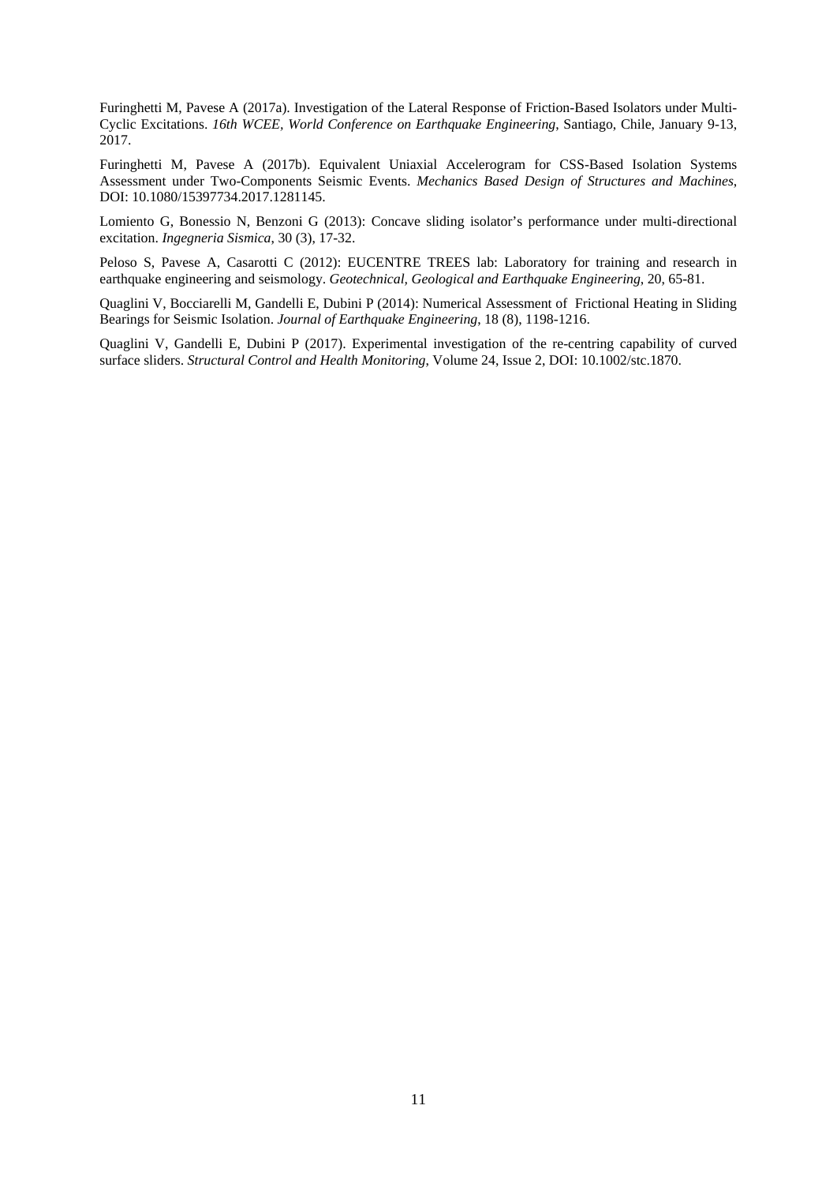Furinghetti M, Pavese A (2017a). Investigation of the Lateral Response of Friction-Based Isolators under Multi-Cyclic Excitations. *16th WCEE, World Conference on Earthquake Engineering*, Santiago, Chile, January 9-13, 2017.

Furinghetti M, Pavese A (2017b). Equivalent Uniaxial Accelerogram for CSS-Based Isolation Systems Assessment under Two-Components Seismic Events. *Mechanics Based Design of Structures and Machines*, DOI: 10.1080/15397734.2017.1281145.

Lomiento G, Bonessio N, Benzoni G (2013): Concave sliding isolator's performance under multi-directional excitation. *Ingegneria Sismica*, 30 (3), 17-32.

Peloso S, Pavese A, Casarotti C (2012): EUCENTRE TREES lab: Laboratory for training and research in earthquake engineering and seismology. *Geotechnical, Geological and Earthquake Engineering*, 20, 65-81.

Quaglini V, Bocciarelli M, Gandelli E, Dubini P (2014): Numerical Assessment of Frictional Heating in Sliding Bearings for Seismic Isolation. *Journal of Earthquake Engineering*, 18 (8), 1198-1216.

Quaglini V, Gandelli E, Dubini P (2017). Experimental investigation of the re-centring capability of curved surface sliders. *Structural Control and Health Monitoring*, Volume 24, Issue 2, DOI: 10.1002/stc.1870.